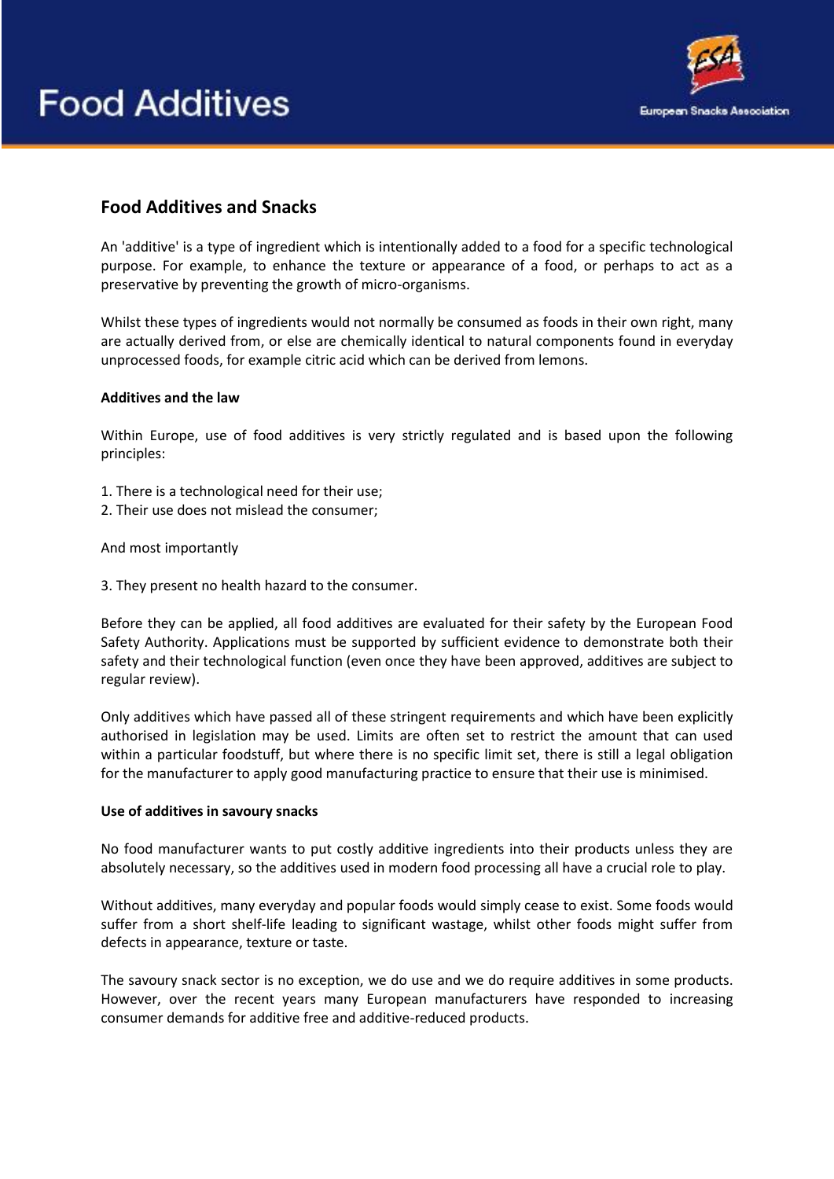# Food Additives

## Food Additives and Snacks

An 'additive' is a type of ingredient which is intentionally added to a food for a specific technological purpose. For example, to enhance the texture or appearance of a food, or perhaps to act as a preservative by preventing the growth of micro-organisms.

Whilst these types of ingredients would not normally be consumed as foods in their own right, many are actually derived from, or else are chemically identical to natural components found in everyday unprocessed foods, for example citric acid which can be derived from lemons.

**Additives and the law**

Within Europe, use of food additives is very strictly regulated and is based upon the following principles:

1. There is a technological need for their use;
2. Their use does not mislead the consumer;

And most importantly

3. They present no health hazard to the consumer.

Before they can be applied, all food additives are evaluated for their safety by the European Food Safety Authority. Applications must be supported by sufficient evidence to demonstrate both their safety and their technological function (even once they have been approved, additives are subject to regular review).

Only additives which have passed all of these stringent requirements and which have been explicitly authorised in legislation may be used. Limits are often set to restrict the amount that can used within a particular foodstuff, but where there is no specific limit set, there is still a legal obligation for the manufacturer to apply good manufacturing practice to ensure that their use is minimised.

**Use of additives in savoury snacks**

No food manufacturer wants to put costly additive ingredients into their products unless they are absolutely necessary, so the additives used in modern food processing all have a crucial role to play.

Without additives, many everyday and popular foods would simply cease to exist. Some foods would suffer from a short shelf-life leading to significant wastage, whilst other foods might suffer from defects in appearance, texture or taste.

The savoury snack sector is no exception, we do use and we do require additives in some products. However, over the recent years many European manufacturers have responded to increasing consumer demands for additive free and additive-reduced products.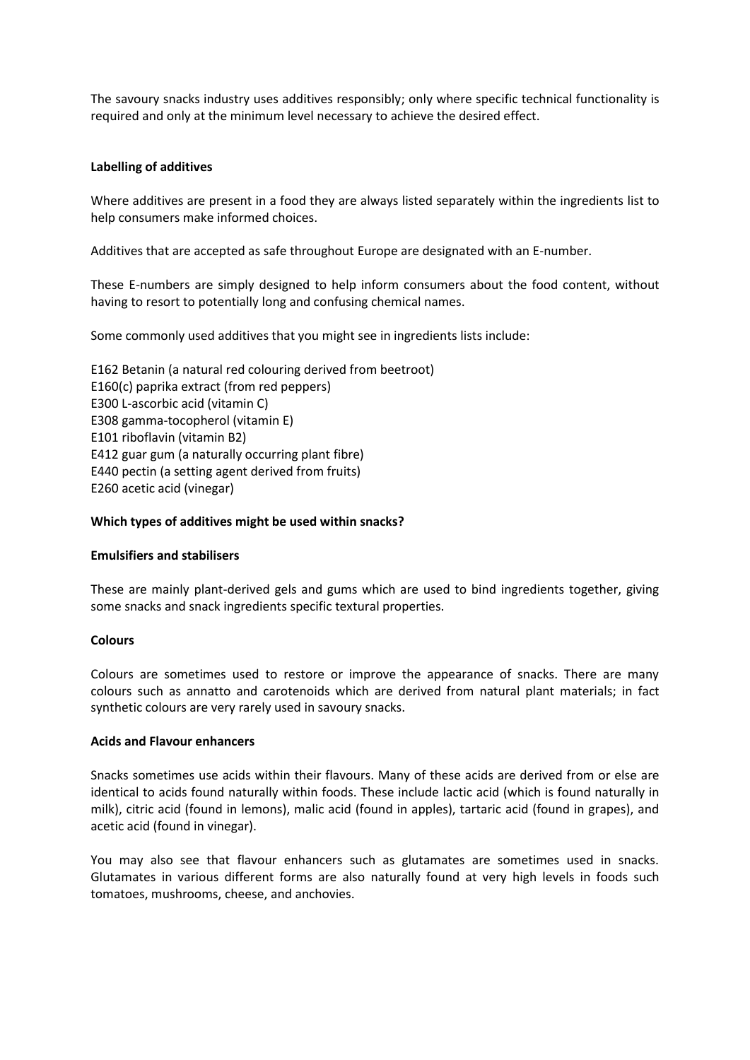The savoury snacks industry uses additives responsibly; only where specific technical functionality is required and only at the minimum level necessary to achieve the desired effect.

**Labelling of additives**

Where additives are present in a food they are always listed separately within the ingredients list to help consumers make informed choices.

Additives that are accepted as safe throughout Europe are designated with an E-number.

These E-numbers are simply designed to help inform consumers about the food content, without having to resort to potentially long and confusing chemical names.

Some commonly used additives that you might see in ingredients lists include:

E162 Betanin (a natural red colouring derived from beetroot)
E160(c) paprika extract (from red peppers)
E300 L-ascorbic acid (vitamin C)
E308 gamma-tocopherol (vitamin E)
E101 riboflavin (vitamin B2)
E412 guar gum (a naturally occurring plant fibre)
E440 pectin (a setting agent derived from fruits)
E260 acetic acid (vinegar)

**Which types of additives might be used within snacks?**

**Emulsifiers and stabilisers**

These are mainly plant-derived gels and gums which are used to bind ingredients together, giving some snacks and snack ingredients specific textural properties.

**Colours**

Colours are sometimes used to restore or improve the appearance of snacks. There are many colours such as annatto and carotenoids which are derived from natural plant materials; in fact synthetic colours are very rarely used in savoury snacks.

**Acids and Flavour enhancers**

Snacks sometimes use acids within their flavours. Many of these acids are derived from or else are identical to acids found naturally within foods. These include lactic acid (which is found naturally in milk), citric acid (found in lemons), malic acid (found in apples), tartaric acid (found in grapes), and acetic acid (found in vinegar).

You may also see that flavour enhancers such as glutamates are sometimes used in snacks. Glutamates in various different forms are also naturally found at very high levels in foods such tomatoes, mushrooms, cheese, and anchovies.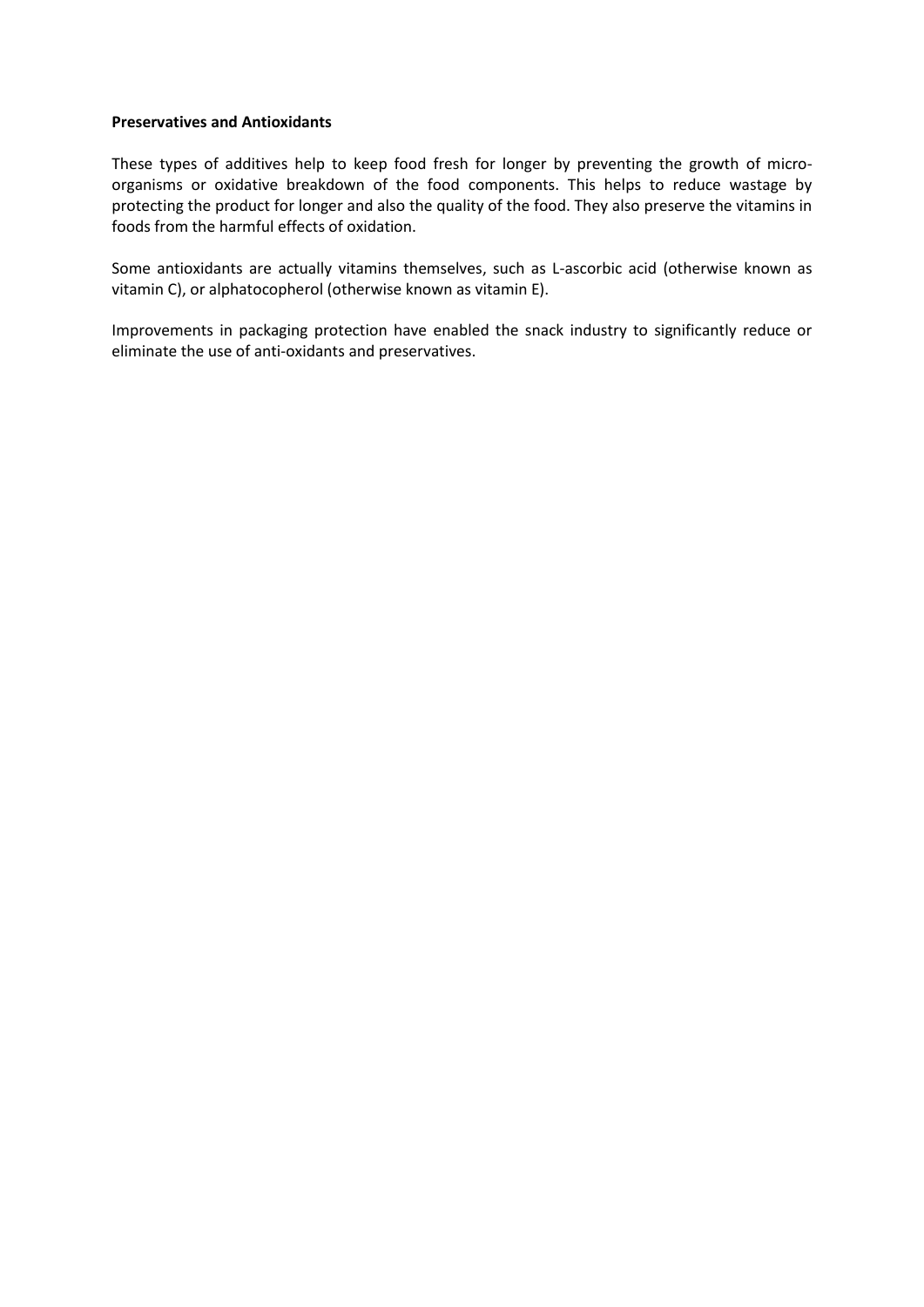**Preservatives and Antioxidants**

These types of additives help to keep food fresh for longer by preventing the growth of micro-organisms or oxidative breakdown of the food components. This helps to reduce wastage by protecting the product for longer and also the quality of the food. They also preserve the vitamins in foods from the harmful effects of oxidation.

Some antioxidants are actually vitamins themselves, such as L-ascorbic acid (otherwise known as vitamin C), or alphatocopherol (otherwise known as vitamin E).

Improvements in packaging protection have enabled the snack industry to significantly reduce or eliminate the use of anti-oxidants and preservatives.